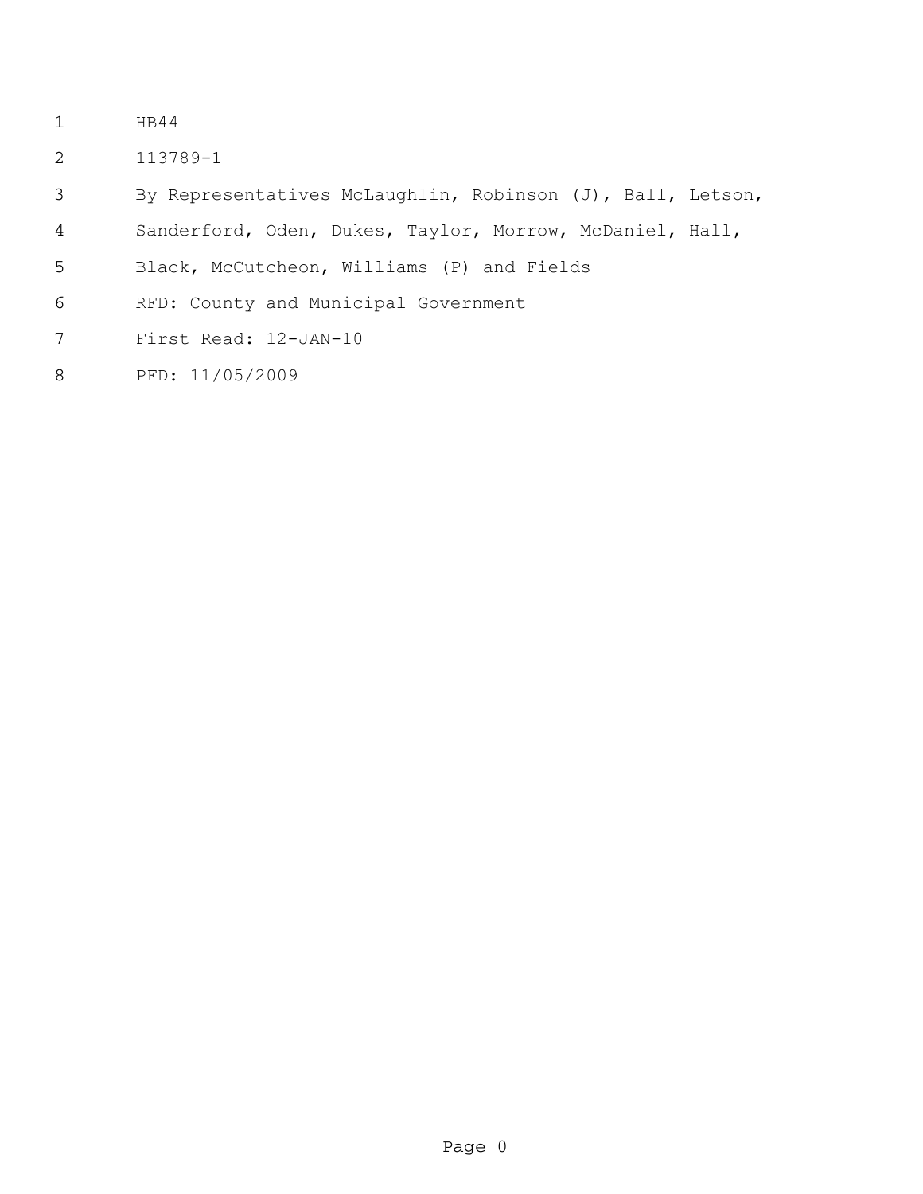HB44

113789-1

By Representatives McLaughlin, Robinson (J), Ball, Letson, Sanderford, Oden, Dukes, Taylor, Morrow, McDaniel, Hall, Black, McCutcheon, Williams (P) and Fields

RFD: County and Municipal Government

First Read: 12-JAN-10

PFD: 11/05/2009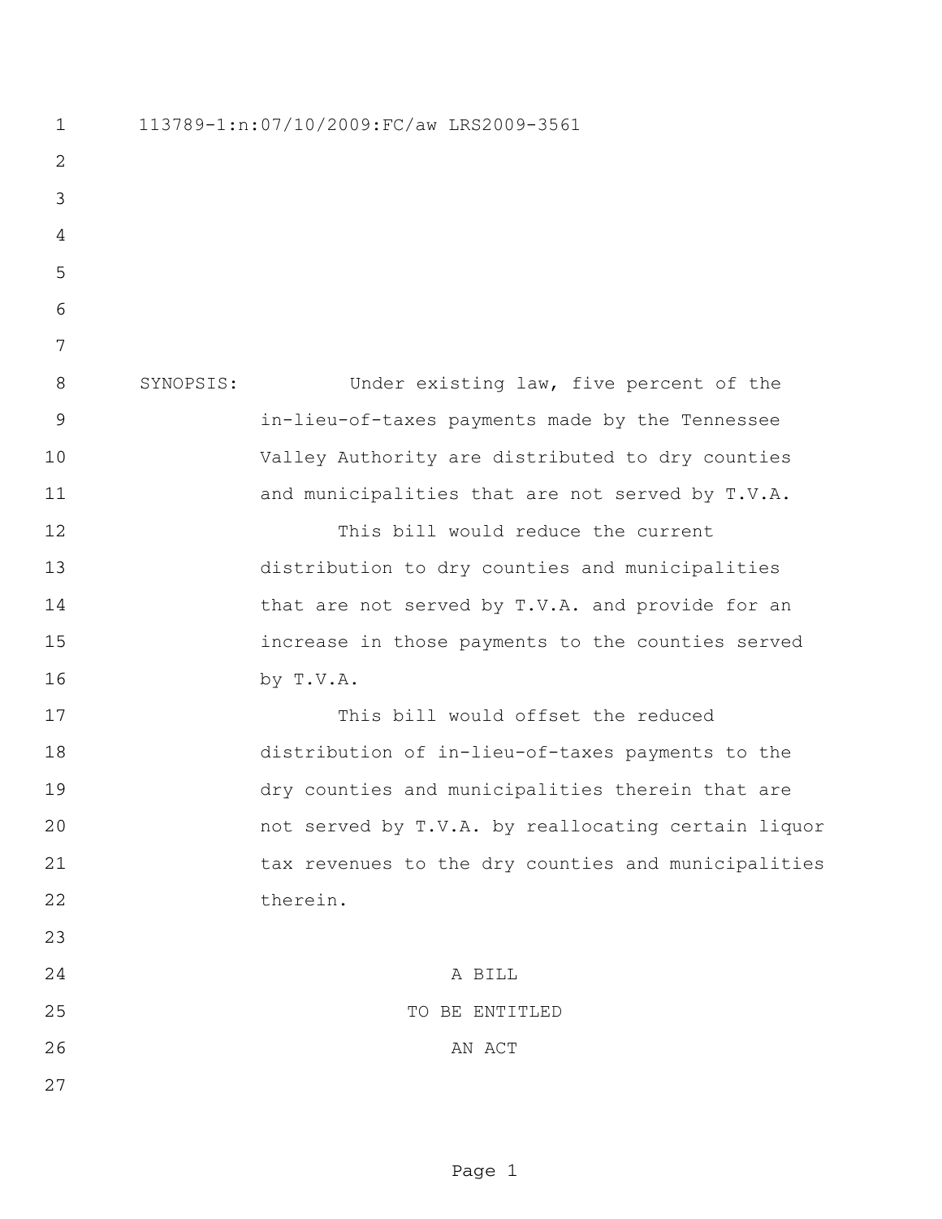113789-1:n:07/10/2009:FC/aw LRS2009-3561

SYNOPSIS: Under existing law, five percent of the in-lieu-of-taxes payments made by the Tennessee Valley Authority are distributed to dry counties and municipalities that are not served by T.V.A.

This bill would reduce the current distribution to dry counties and municipalities that are not served by T.V.A. and provide for an increase in those payments to the counties served by T.V.A.

This bill would offset the reduced distribution of in-lieu-of-taxes payments to the dry counties and municipalities therein that are not served by T.V.A. by reallocating certain liquor tax revenues to the dry counties and municipalities therein.

A BILL

TO BE ENTITLED

AN ACT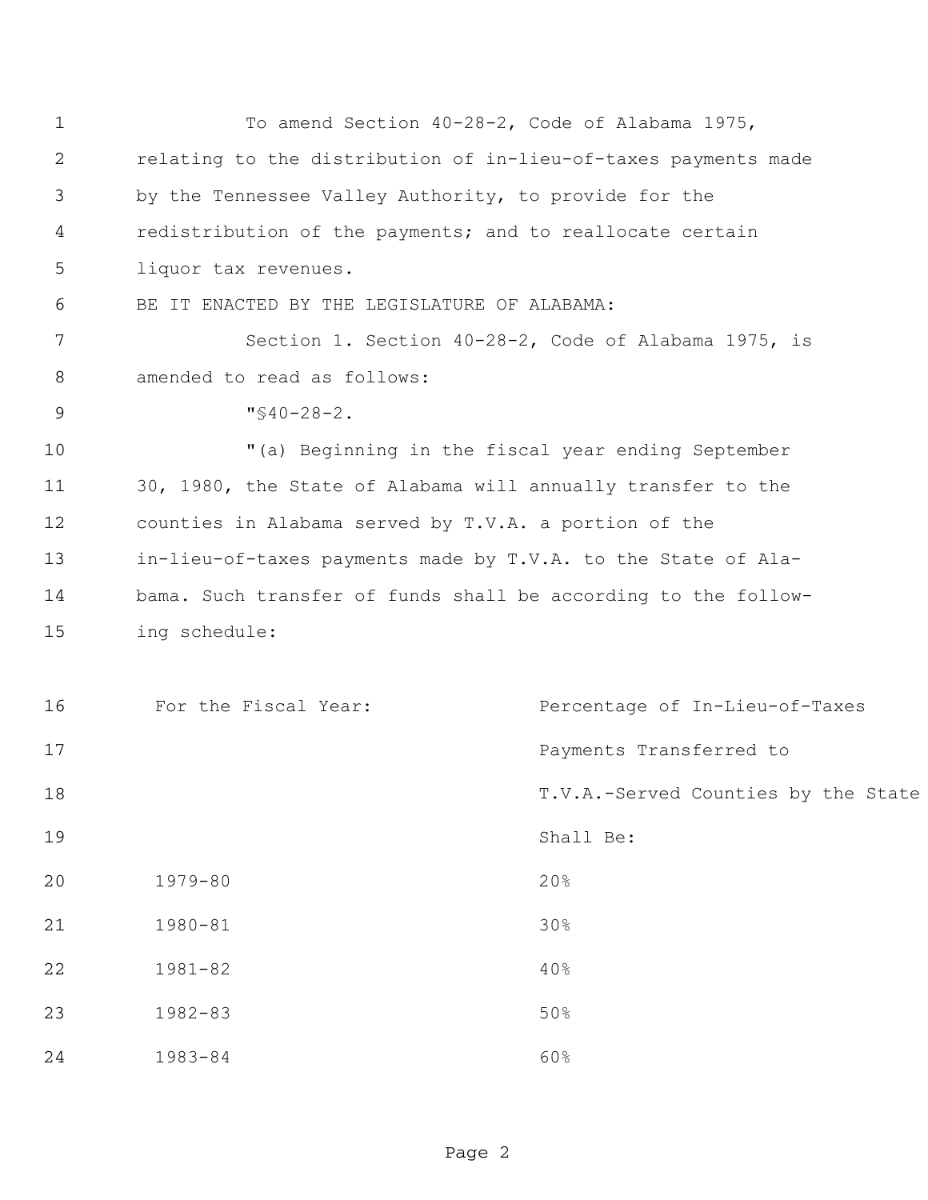To amend Section 40-28-2, Code of Alabama 1975, relating to the distribution of in-lieu-of-taxes payments made by the Tennessee Valley Authority, to provide for the redistribution of the payments; and to reallocate certain liquor tax revenues.

BE IT ENACTED BY THE LEGISLATURE OF ALABAMA:

Section 1. Section 40-28-2, Code of Alabama 1975, is amended to read as follows:

"§40-28-2.

"(a) Beginning in the fiscal year ending September 30, 1980, the State of Alabama will annually transfer to the counties in Alabama served by T.V.A. a portion of the in-lieu-of-taxes payments made by T.V.A. to the State of Alabama. Such transfer of funds shall be according to the following schedule:

| For the Fiscal Year: | Percentage of In-Lieu-of-Taxes Payments Transferred to T.V.A.-Served Counties by the State Shall Be: |
|---|---|
| 1979-80 | 20% |
| 1980-81 | 30% |
| 1981-82 | 40% |
| 1982-83 | 50% |
| 1983-84 | 60% |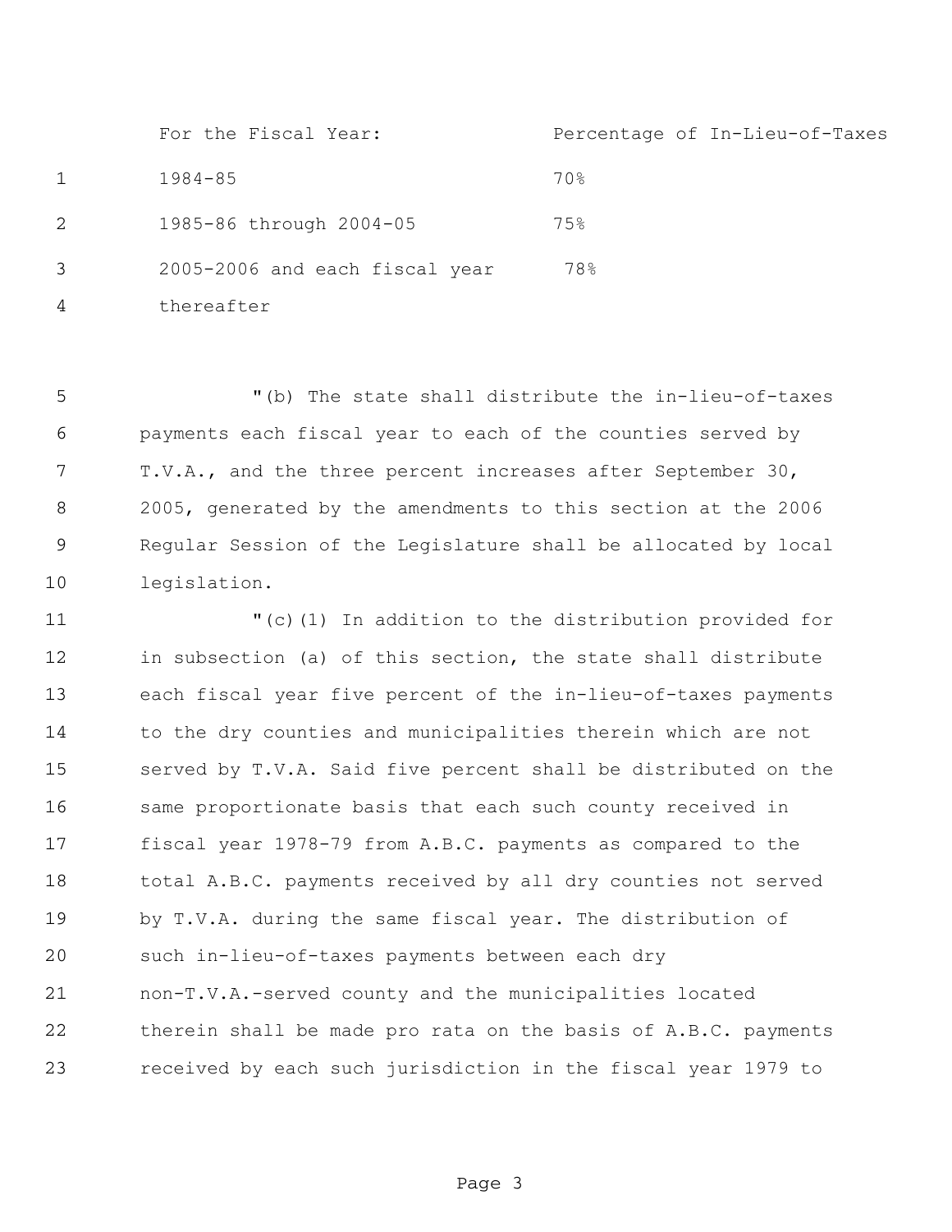| For the Fiscal Year: | Percentage of In-Lieu-of-Taxes |
| --- | --- |
| 1984-85 | 70% |
| 1985-86 through 2004-05 | 75% |
| 2005-2006 and each fiscal year thereafter | 78% |

"(b) The state shall distribute the in-lieu-of-taxes payments each fiscal year to each of the counties served by T.V.A., and the three percent increases after September 30, 2005, generated by the amendments to this section at the 2006 Regular Session of the Legislature shall be allocated by local legislation.

"(c)(1) In addition to the distribution provided for in subsection (a) of this section, the state shall distribute each fiscal year five percent of the in-lieu-of-taxes payments to the dry counties and municipalities therein which are not served by T.V.A. Said five percent shall be distributed on the same proportionate basis that each such county received in fiscal year 1978-79 from A.B.C. payments as compared to the total A.B.C. payments received by all dry counties not served by T.V.A. during the same fiscal year. The distribution of such in-lieu-of-taxes payments between each dry non-T.V.A.-served county and the municipalities located therein shall be made pro rata on the basis of A.B.C. payments received by each such jurisdiction in the fiscal year 1979 to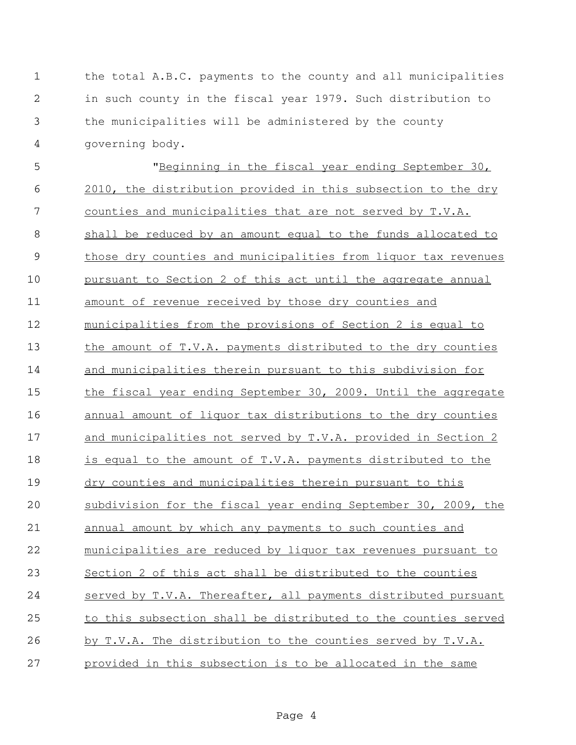the total A.B.C. payments to the county and all municipalities in such county in the fiscal year 1979. Such distribution to the municipalities will be administered by the county governing body.

"Beginning in the fiscal year ending September 30, 2010, the distribution provided in this subsection to the dry counties and municipalities that are not served by T.V.A. shall be reduced by an amount equal to the funds allocated to those dry counties and municipalities from liquor tax revenues pursuant to Section 2 of this act until the aggregate annual amount of revenue received by those dry counties and municipalities from the provisions of Section 2 is equal to the amount of T.V.A. payments distributed to the dry counties and municipalities therein pursuant to this subdivision for the fiscal year ending September 30, 2009. Until the aggregate annual amount of liquor tax distributions to the dry counties and municipalities not served by T.V.A. provided in Section 2 is equal to the amount of T.V.A. payments distributed to the dry counties and municipalities therein pursuant to this subdivision for the fiscal year ending September 30, 2009, the annual amount by which any payments to such counties and municipalities are reduced by liquor tax revenues pursuant to Section 2 of this act shall be distributed to the counties served by T.V.A. Thereafter, all payments distributed pursuant to this subsection shall be distributed to the counties served by T.V.A. The distribution to the counties served by T.V.A. provided in this subsection is to be allocated in the same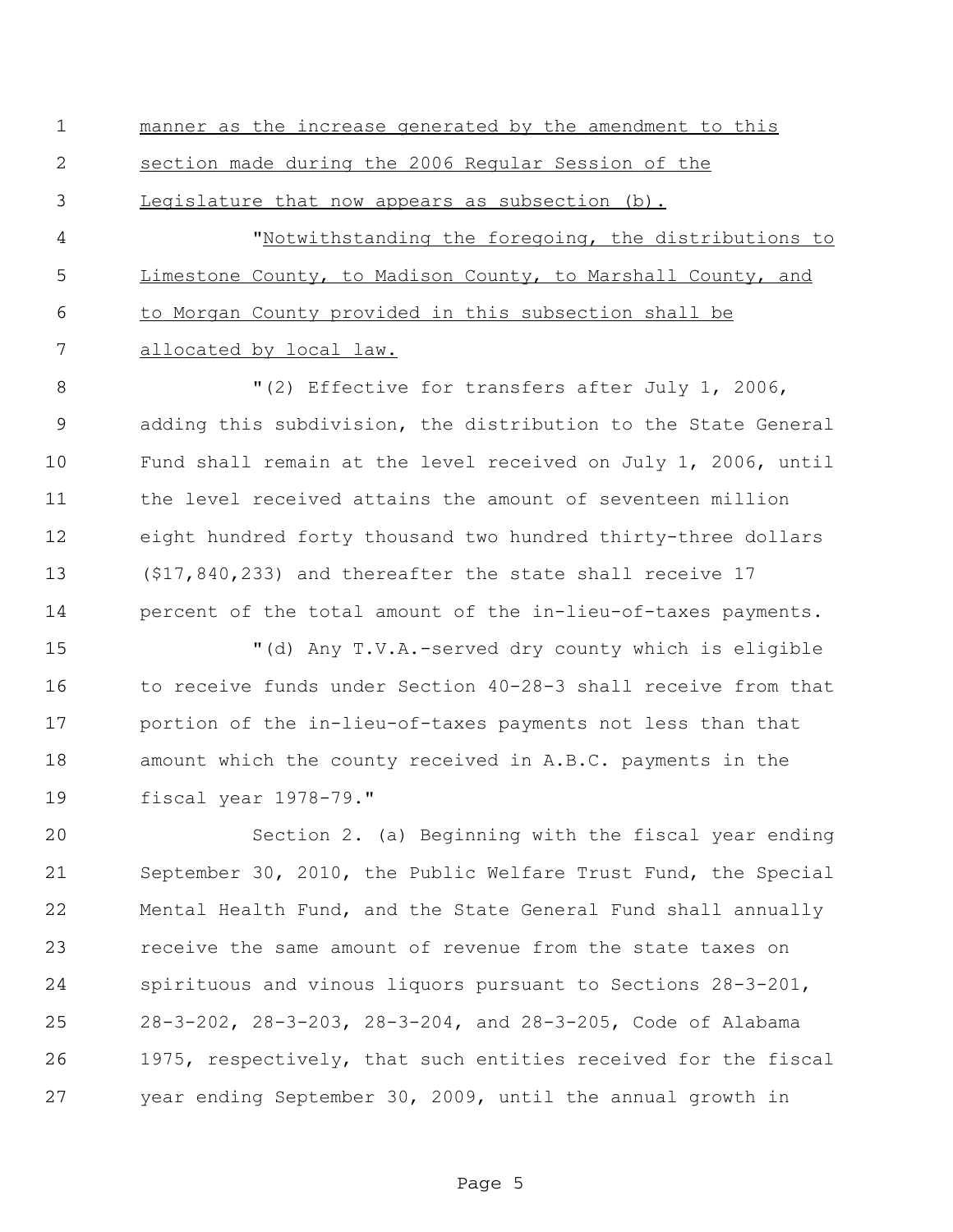manner as the increase generated by the amendment to this section made during the 2006 Regular Session of the Legislature that now appears as subsection (b).

"Notwithstanding the foregoing, the distributions to Limestone County, to Madison County, to Marshall County, and to Morgan County provided in this subsection shall be allocated by local law.

"(2) Effective for transfers after July 1, 2006, adding this subdivision, the distribution to the State General Fund shall remain at the level received on July 1, 2006, until the level received attains the amount of seventeen million eight hundred forty thousand two hundred thirty-three dollars ($17,840,233) and thereafter the state shall receive 17 percent of the total amount of the in-lieu-of-taxes payments.

"(d) Any T.V.A.-served dry county which is eligible to receive funds under Section 40-28-3 shall receive from that portion of the in-lieu-of-taxes payments not less than that amount which the county received in A.B.C. payments in the fiscal year 1978-79."

Section 2. (a) Beginning with the fiscal year ending September 30, 2010, the Public Welfare Trust Fund, the Special Mental Health Fund, and the State General Fund shall annually receive the same amount of revenue from the state taxes on spirituous and vinous liquors pursuant to Sections 28-3-201, 28-3-202, 28-3-203, 28-3-204, and 28-3-205, Code of Alabama 1975, respectively, that such entities received for the fiscal year ending September 30, 2009, until the annual growth in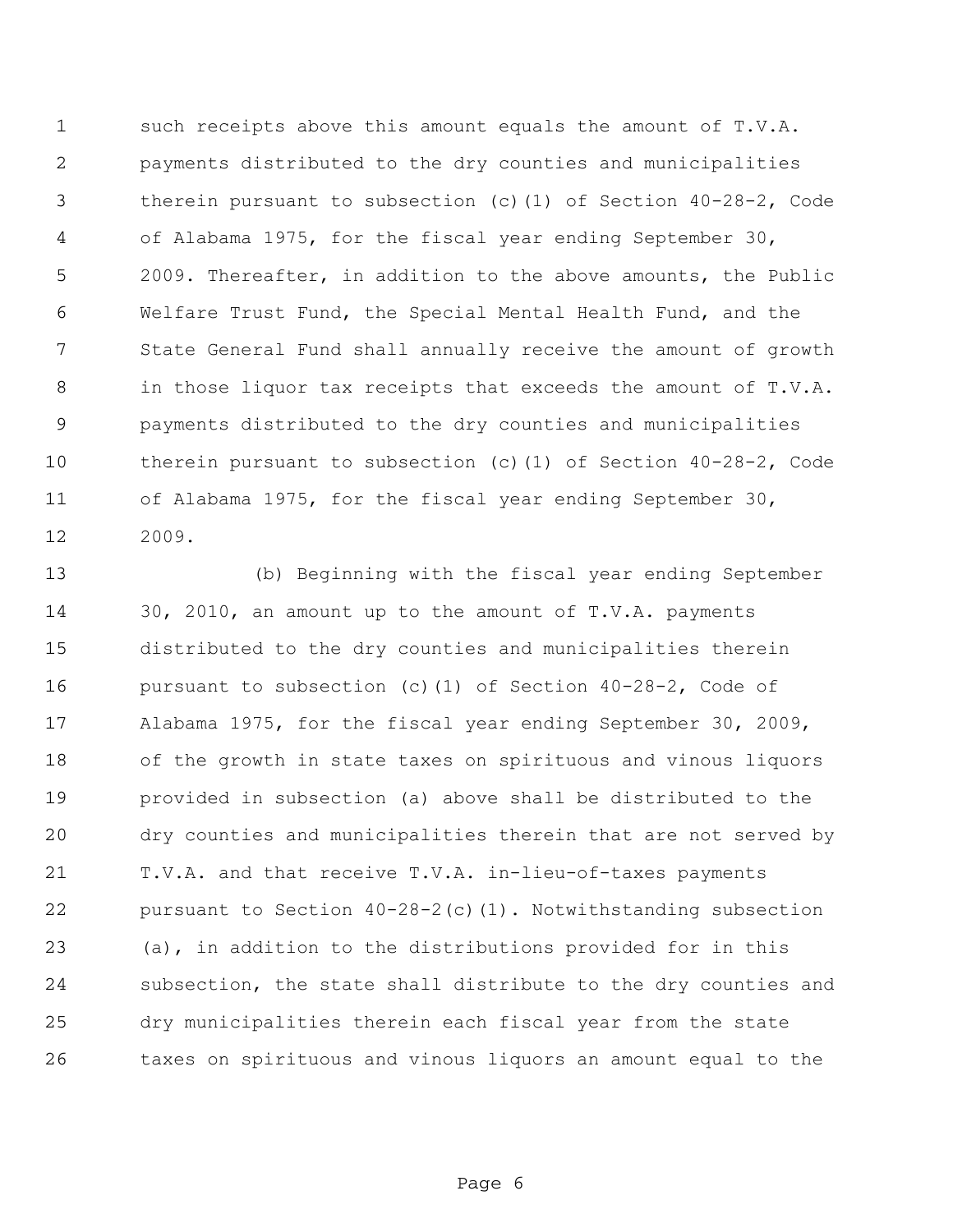such receipts above this amount equals the amount of T.V.A. payments distributed to the dry counties and municipalities therein pursuant to subsection (c)(1) of Section 40-28-2, Code of Alabama 1975, for the fiscal year ending September 30, 2009. Thereafter, in addition to the above amounts, the Public Welfare Trust Fund, the Special Mental Health Fund, and the State General Fund shall annually receive the amount of growth in those liquor tax receipts that exceeds the amount of T.V.A. payments distributed to the dry counties and municipalities therein pursuant to subsection (c)(1) of Section 40-28-2, Code of Alabama 1975, for the fiscal year ending September 30, 2009.

(b) Beginning with the fiscal year ending September 30, 2010, an amount up to the amount of T.V.A. payments distributed to the dry counties and municipalities therein pursuant to subsection (c)(1) of Section 40-28-2, Code of Alabama 1975, for the fiscal year ending September 30, 2009, of the growth in state taxes on spirituous and vinous liquors provided in subsection (a) above shall be distributed to the dry counties and municipalities therein that are not served by T.V.A. and that receive T.V.A. in-lieu-of-taxes payments pursuant to Section 40-28-2(c)(1). Notwithstanding subsection (a), in addition to the distributions provided for in this subsection, the state shall distribute to the dry counties and dry municipalities therein each fiscal year from the state taxes on spirituous and vinous liquors an amount equal to the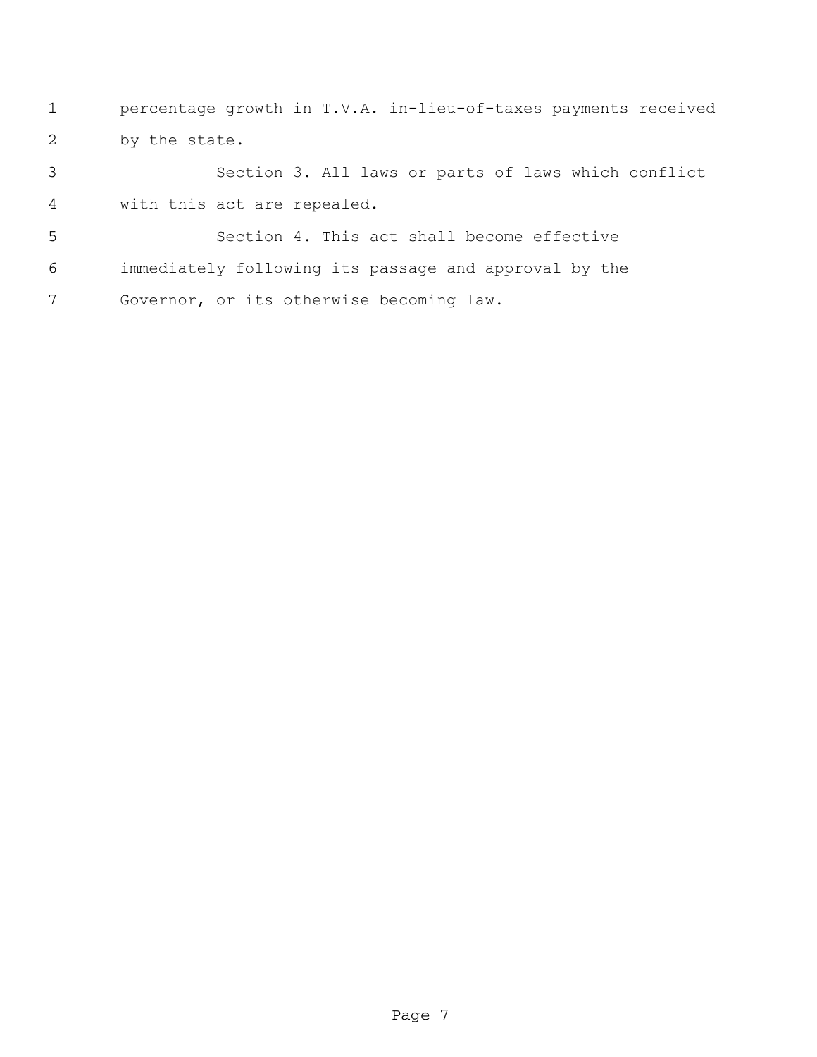percentage growth in T.V.A. in-lieu-of-taxes payments received by the state.

Section 3. All laws or parts of laws which conflict with this act are repealed.

Section 4. This act shall become effective immediately following its passage and approval by the Governor, or its otherwise becoming law.